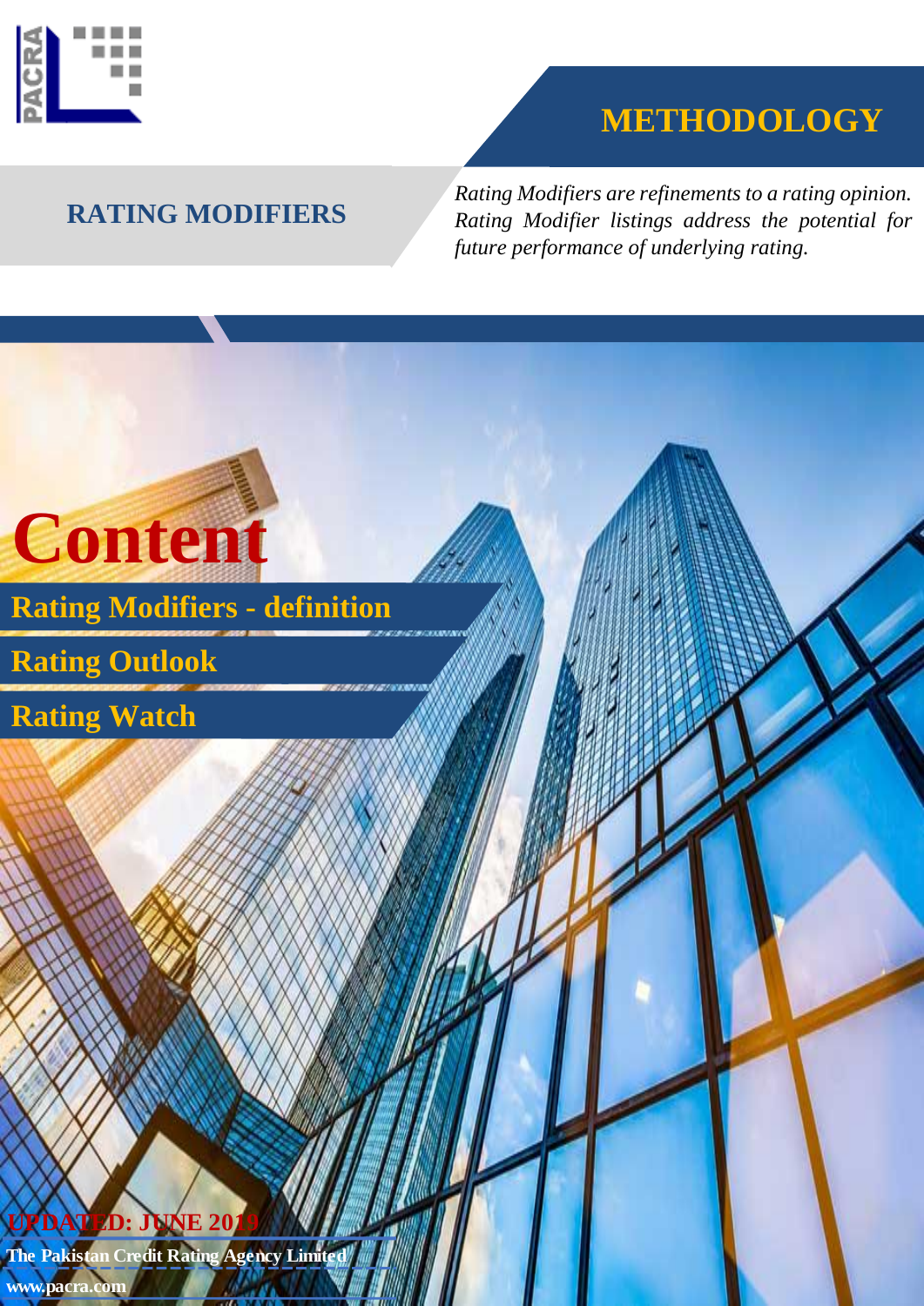# METHODOLOGY

## RATING MODIFIERS

*Rating Modifiers are refinements to a rating opinion. Rating Modifier listings address the potential for future performance of underlying rating.*

# Content

- Rating Modifiers - definition
- Rating Outlook
- Rating Watch

**UPDATED: JUNE 2019**

**The Pakistan Credit Rating Agency Limited**

**www.pacra.com**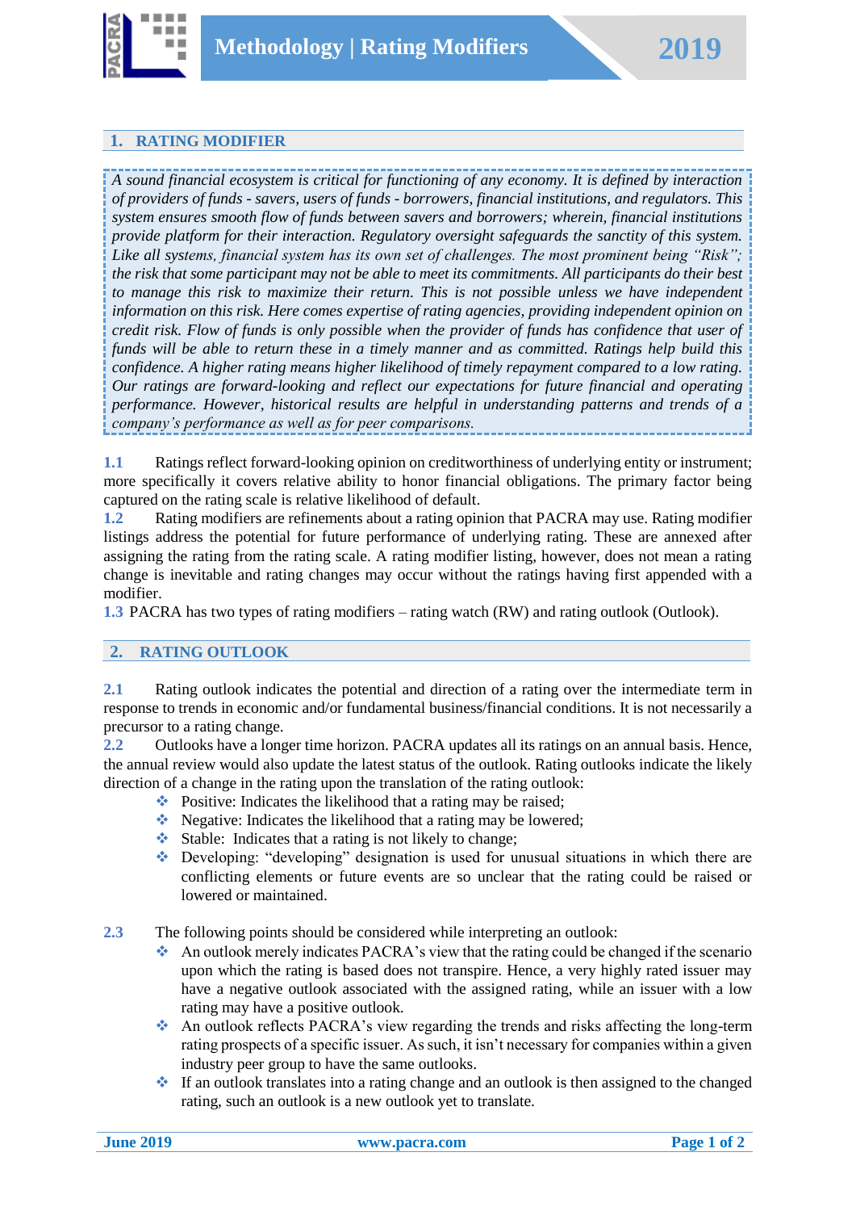## 1. RATING MODIFIER

*A sound financial ecosystem is critical for functioning of any economy. It is defined by interaction of providers of funds - savers, users of funds - borrowers, financial institutions, and regulators. This system ensures smooth flow of funds between savers and borrowers; wherein, financial institutions provide platform for their interaction. Regulatory oversight safeguards the sanctity of this system. Like all systems, financial system has its own set of challenges. The most prominent being "Risk"; the risk that some participant may not be able to meet its commitments. All participants do their best to manage this risk to maximize their return. This is not possible unless we have independent information on this risk. Here comes expertise of rating agencies, providing independent opinion on credit risk. Flow of funds is only possible when the provider of funds has confidence that user of funds will be able to return these in a timely manner and as committed. Ratings help build this confidence. A higher rating means higher likelihood of timely repayment compared to a low rating. Our ratings are forward-looking and reflect our expectations for future financial and operating performance. However, historical results are helpful in understanding patterns and trends of a company's performance as well as for peer comparisons.*

**1.1** Ratings reflect forward-looking opinion on creditworthiness of underlying entity or instrument; more specifically it covers relative ability to honor financial obligations. The primary factor being captured on the rating scale is relative likelihood of default.

**1.2** Rating modifiers are refinements about a rating opinion that PACRA may use. Rating modifier listings address the potential for future performance of underlying rating. These are annexed after assigning the rating from the rating scale. A rating modifier listing, however, does not mean a rating change is inevitable and rating changes may occur without the ratings having first appended with a modifier.

**1.3** PACRA has two types of rating modifiers – rating watch (RW) and rating outlook (Outlook).

## 2. RATING OUTLOOK

**2.1** Rating outlook indicates the potential and direction of a rating over the intermediate term in response to trends in economic and/or fundamental business/financial conditions. It is not necessarily a precursor to a rating change.

**2.2** Outlooks have a longer time horizon. PACRA updates all its ratings on an annual basis. Hence, the annual review would also update the latest status of the outlook. Rating outlooks indicate the likely direction of a change in the rating upon the translation of the rating outlook:

- Positive: Indicates the likelihood that a rating may be raised;
- Negative: Indicates the likelihood that a rating may be lowered;
- Stable: Indicates that a rating is not likely to change;
- Developing: "developing" designation is used for unusual situations in which there are conflicting elements or future events are so unclear that the rating could be raised or lowered or maintained.

**2.3** The following points should be considered while interpreting an outlook:

- An outlook merely indicates PACRA's view that the rating could be changed if the scenario upon which the rating is based does not transpire. Hence, a very highly rated issuer may have a negative outlook associated with the assigned rating, while an issuer with a low rating may have a positive outlook.
- An outlook reflects PACRA's view regarding the trends and risks affecting the long-term rating prospects of a specific issuer. As such, it isn't necessary for companies within a given industry peer group to have the same outlooks.
- If an outlook translates into a rating change and an outlook is then assigned to the changed rating, such an outlook is a new outlook yet to translate.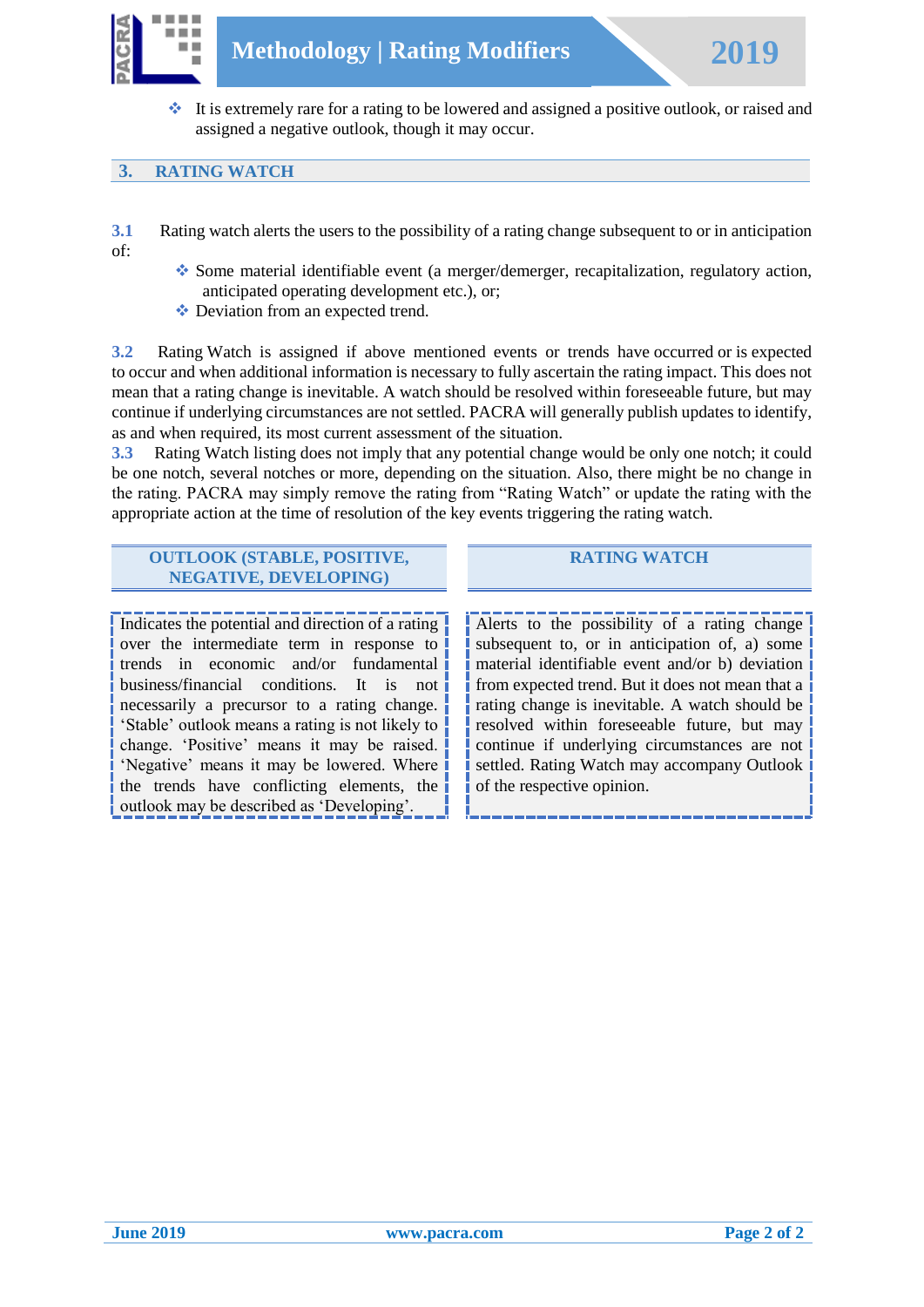- It is extremely rare for a rating to be lowered and assigned a positive outlook, or raised and assigned a negative outlook, though it may occur.

## 3. RATING WATCH

**3.1** Rating watch alerts the users to the possibility of a rating change subsequent to or in anticipation of:

- Some material identifiable event (a merger/demerger, recapitalization, regulatory action, anticipated operating development etc.), or;
- Deviation from an expected trend.

**3.2** Rating Watch is assigned if above mentioned events or trends have occurred or is expected to occur and when additional information is necessary to fully ascertain the rating impact. This does not mean that a rating change is inevitable. A watch should be resolved within foreseeable future, but may continue if underlying circumstances are not settled. PACRA will generally publish updates to identify, as and when required, its most current assessment of the situation.

**3.3** Rating Watch listing does not imply that any potential change would be only one notch; it could be one notch, several notches or more, depending on the situation. Also, there might be no change in the rating. PACRA may simply remove the rating from "Rating Watch" or update the rating with the appropriate action at the time of resolution of the key events triggering the rating watch.

| OUTLOOK (STABLE, POSITIVE, NEGATIVE, DEVELOPING) | RATING WATCH |
|---|---|
| Indicates the potential and direction of a rating over the intermediate term in response to trends in economic and/or fundamental business/financial conditions. It is not necessarily a precursor to a rating change. 'Stable' outlook means a rating is not likely to change. 'Positive' means it may be raised. 'Negative' means it may be lowered. Where the trends have conflicting elements, the outlook may be described as 'Developing'. | Alerts to the possibility of a rating change subsequent to, or in anticipation of, a) some material identifiable event and/or b) deviation from expected trend. But it does not mean that a rating change is inevitable. A watch should be resolved within foreseeable future, but may continue if underlying circumstances are not settled. Rating Watch may accompany Outlook of the respective opinion. |